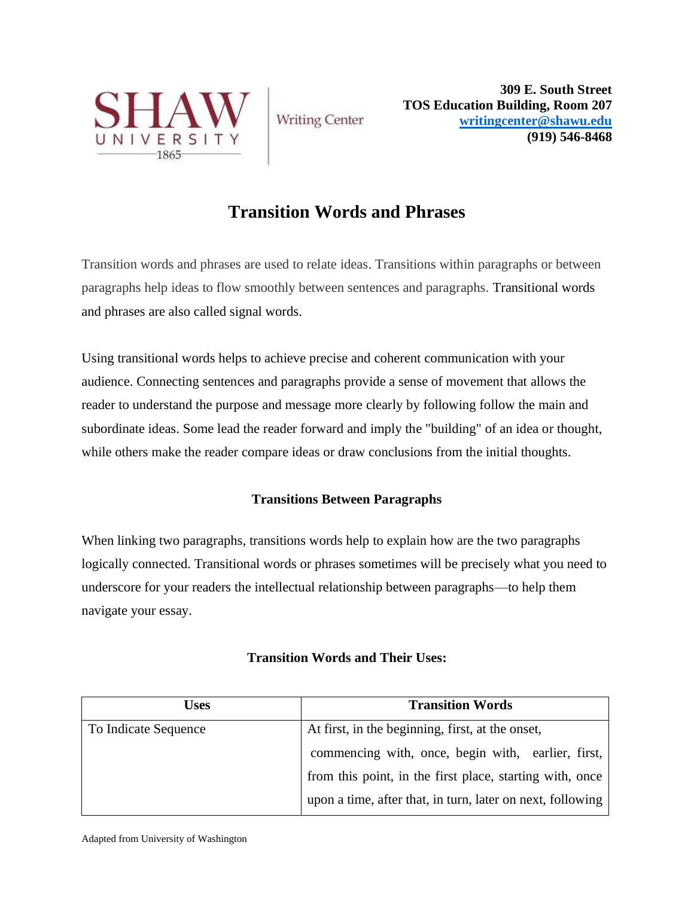SHAW UNIVERSITY 1865 | Writing Center

**309 E. South Street**
**TOS Education Building, Room 207**
**[writingcenter@shawu.edu](mailto:writingcenter@shawu.edu)**
**(919) 546-8468**

# Transition Words and Phrases

Transition words and phrases are used to relate ideas. Transitions within paragraphs or between paragraphs help ideas to flow smoothly between sentences and paragraphs. Transitional words and phrases are also called signal words.

Using transitional words helps to achieve precise and coherent communication with your audience. Connecting sentences and paragraphs provide a sense of movement that allows the reader to understand the purpose and message more clearly by following follow the main and subordinate ideas. Some lead the reader forward and imply the "building" of an idea or thought, while others make the reader compare ideas or draw conclusions from the initial thoughts.

## Transitions Between Paragraphs

When linking two paragraphs, transitions words help to explain how are the two paragraphs logically connected. Transitional words or phrases sometimes will be precisely what you need to underscore for your readers the intellectual relationship between paragraphs—to help them navigate your essay.

## Transition Words and Their Uses:

| Uses | Transition Words |
| --- | --- |
| To Indicate Sequence | At first, in the beginning, first, at the onset, commencing with, once, begin with, earlier, first, from this point, in the first place, starting with, once upon a time, after that, in turn, later on next, following |

Adapted from University of Washington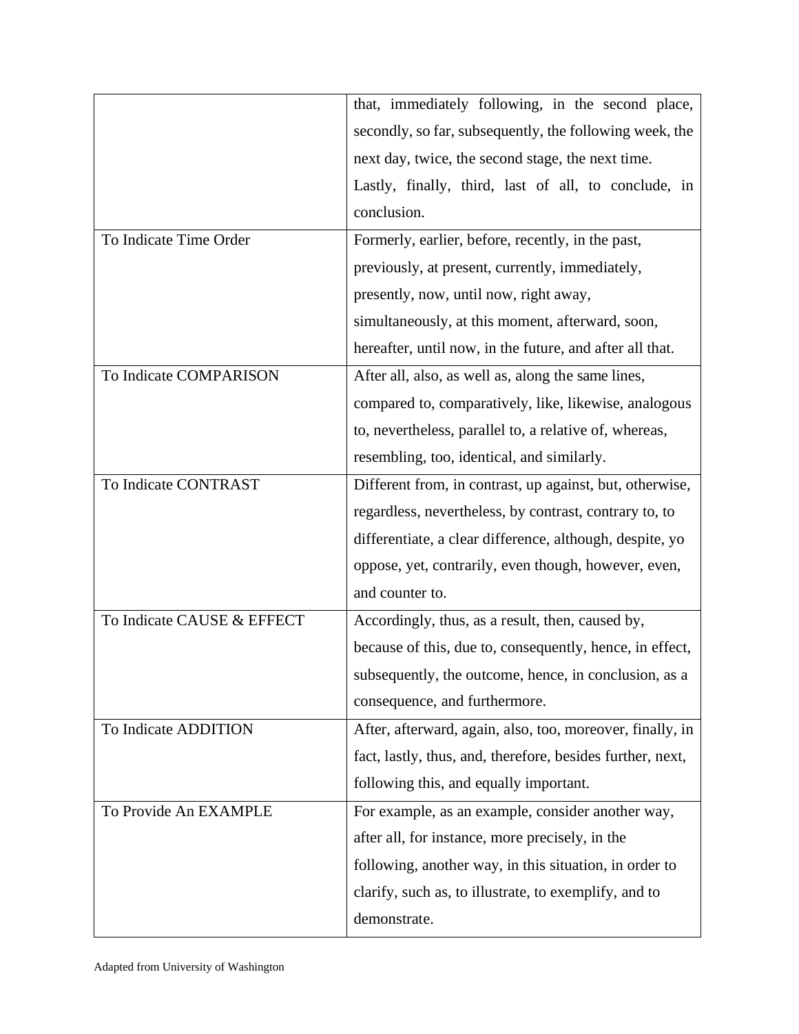| | |
|---|---|
| | that, immediately following, in the second place, secondly, so far, subsequently, the following week, the next day, twice, the second stage, the next time. Lastly, finally, third, last of all, to conclude, in conclusion. |
| To Indicate Time Order | Formerly, earlier, before, recently, in the past, previously, at present, currently, immediately, presently, now, until now, right away, simultaneously, at this moment, afterward, soon, hereafter, until now, in the future, and after all that. |
| To Indicate COMPARISON | After all, also, as well as, along the same lines, compared to, comparatively, like, likewise, analogous to, nevertheless, parallel to, a relative of, whereas, resembling, too, identical, and similarly. |
| To Indicate CONTRAST | Different from, in contrast, up against, but, otherwise, regardless, nevertheless, by contrast, contrary to, to differentiate, a clear difference, although, despite, yo oppose, yet, contrarily, even though, however, even, and counter to. |
| To Indicate CAUSE & EFFECT | Accordingly, thus, as a result, then, caused by, because of this, due to, consequently, hence, in effect, subsequently, the outcome, hence, in conclusion, as a consequence, and furthermore. |
| To Indicate ADDITION | After, afterward, again, also, too, moreover, finally, in fact, lastly, thus, and, therefore, besides further, next, following this, and equally important. |
| To Provide An EXAMPLE | For example, as an example, consider another way, after all, for instance, more precisely, in the following, another way, in this situation, in order to clarify, such as, to illustrate, to exemplify, and to demonstrate. |

Adapted from University of Washington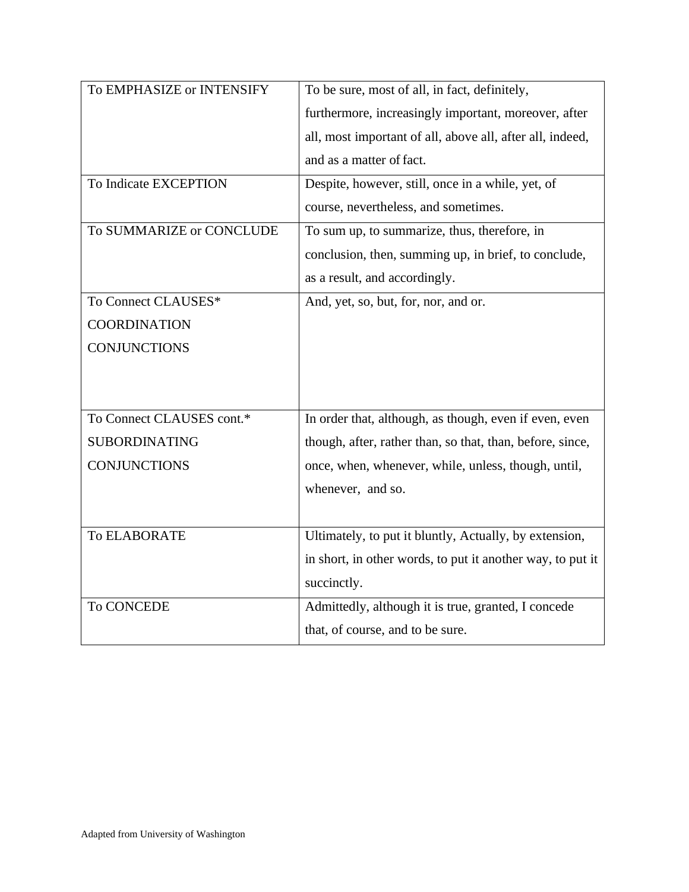| | |
|---|---|
| To EMPHASIZE or INTENSIFY | To be sure, most of all, in fact, definitely, furthermore, increasingly important, moreover, after all, most important of all, above all, after all, indeed, and as a matter of fact. |
| To Indicate EXCEPTION | Despite, however, still, once in a while, yet, of course, nevertheless, and sometimes. |
| To SUMMARIZE or CONCLUDE | To sum up, to summarize, thus, therefore, in conclusion, then, summing up, in brief, to conclude, as a result, and accordingly. |
| To Connect CLAUSES* COORDINATION CONJUNCTIONS | And, yet, so, but, for, nor, and or. |
| To Connect CLAUSES cont.* SUBORDINATING CONJUNCTIONS | In order that, although, as though, even if even, even though, after, rather than, so that, than, before, since, once, when, whenever, while, unless, though, until, whenever, and so. |
| To ELABORATE | Ultimately, to put it bluntly, Actually, by extension, in short, in other words, to put it another way, to put it succinctly. |
| To CONCEDE | Admittedly, although it is true, granted, I concede that, of course, and to be sure. |

Adapted from University of Washington